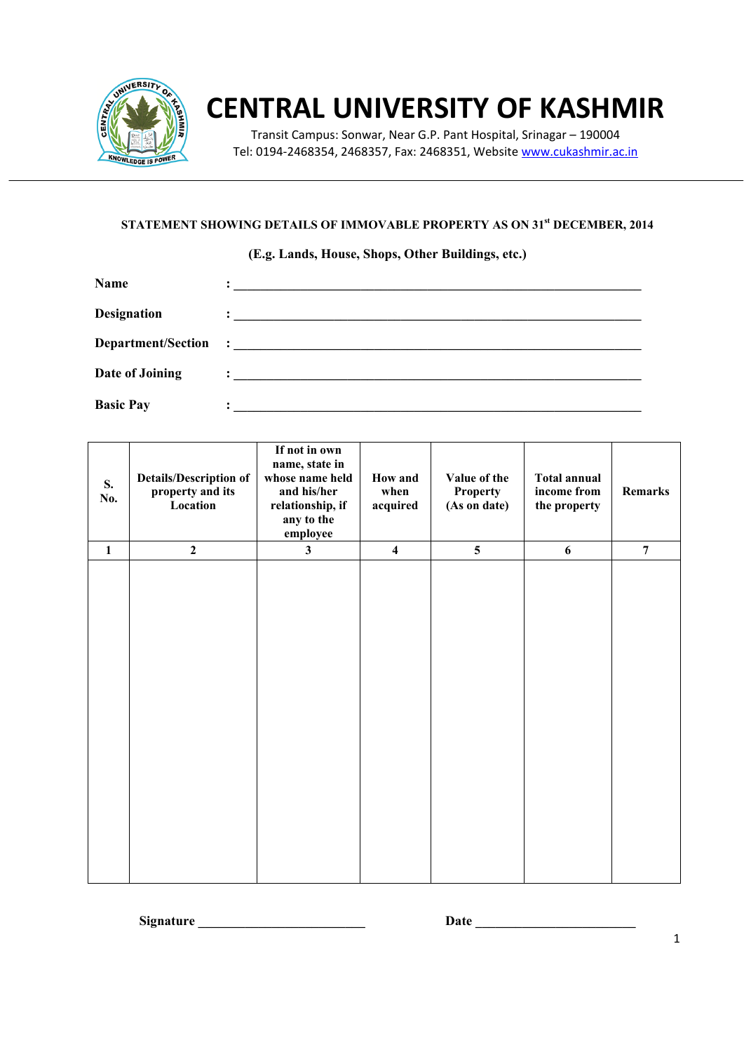# CENTRAL UNIVERSITY OF KASHMIR

Transit Campus: Sonwar, Near G.P. Pant Hospital, Srinagar – 190004
Tel: 0194-2468354, 2468357, Fax: 2468351, Website www.cukashmir.ac.in

---

**STATEMENT SHOWING DETAILS OF IMMOVABLE PROPERTY AS ON 31st DECEMBER, 2014**

**(E.g. Lands, House, Shops, Other Buildings, etc.)**

**Name** : ____________________________________________

**Designation** : ____________________________________________

**Department/Section** : ____________________________________________

**Date of Joining** : ____________________________________________

**Basic Pay** : ____________________________________________

| S. No. | Details/Description of property and its Location | If not in own name, state in whose name held and his/her relationship, if any to the employee | How and when acquired | Value of the Property (As on date) | Total annual income from the property | Remarks |
|---|---|---|---|---|---|---|
| 1 | 2 | 3 | 4 | 5 | 6 | 7 |
| | | | | | | |

**Signature** ______________________ **Date** ______________________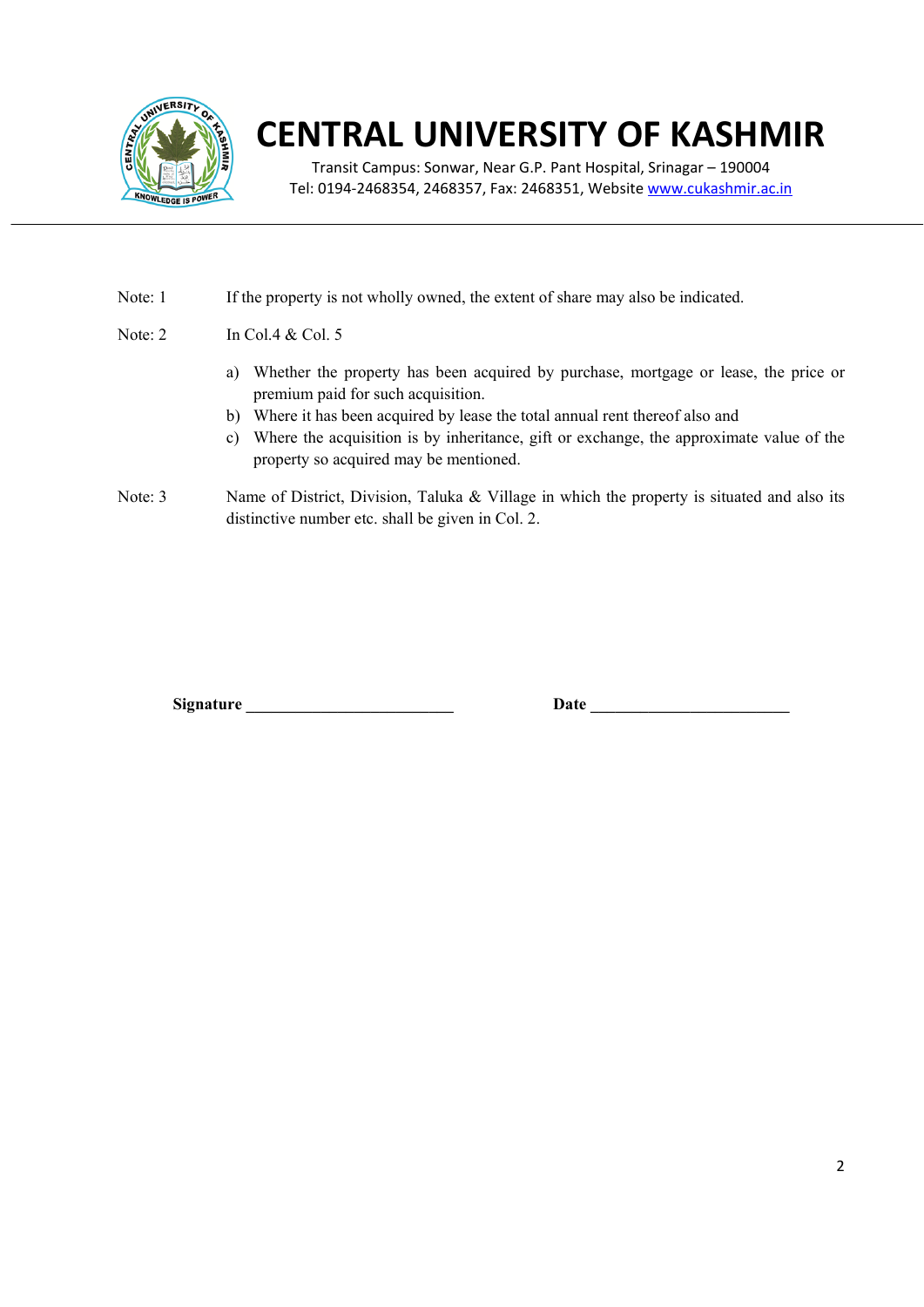# CENTRAL UNIVERSITY OF KASHMIR

Transit Campus: Sonwar, Near G.P. Pant Hospital, Srinagar – 190004
Tel: 0194-2468354, 2468357, Fax: 2468351, Website www.cukashmir.ac.in

Note: 1 If the property is not wholly owned, the extent of share may also be indicated.

Note: 2 In Col.4 & Col. 5

a) Whether the property has been acquired by purchase, mortgage or lease, the price or premium paid for such acquisition.
b) Where it has been acquired by lease the total annual rent thereof also and
c) Where the acquisition is by inheritance, gift or exchange, the approximate value of the property so acquired may be mentioned.

Note: 3 Name of District, Division, Taluka & Village in which the property is situated and also its distinctive number etc. shall be given in Col. 2.

**Signature** ________________________ **Date** ________________________